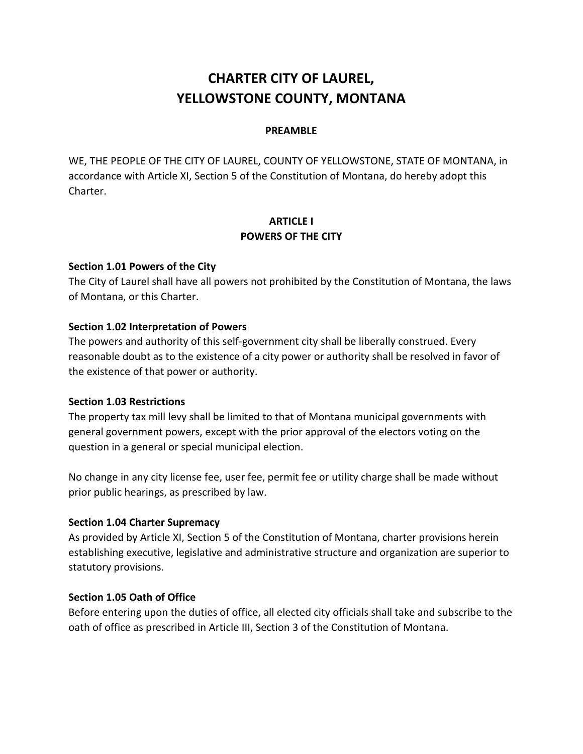# CHARTER CITY OF LAUREL, YELLOWSTONE COUNTY, MONTANA

**PREAMBLE**

WE, THE PEOPLE OF THE CITY OF LAUREL, COUNTY OF YELLOWSTONE, STATE OF MONTANA, in accordance with Article XI, Section 5 of the Constitution of Montana, do hereby adopt this Charter.

## ARTICLE I
## POWERS OF THE CITY

**Section 1.01 Powers of the City**
The City of Laurel shall have all powers not prohibited by the Constitution of Montana, the laws of Montana, or this Charter.

**Section 1.02 Interpretation of Powers**
The powers and authority of this self-government city shall be liberally construed. Every reasonable doubt as to the existence of a city power or authority shall be resolved in favor of the existence of that power or authority.

**Section 1.03 Restrictions**
The property tax mill levy shall be limited to that of Montana municipal governments with general government powers, except with the prior approval of the electors voting on the question in a general or special municipal election.

No change in any city license fee, user fee, permit fee or utility charge shall be made without prior public hearings, as prescribed by law.

**Section 1.04 Charter Supremacy**
As provided by Article XI, Section 5 of the Constitution of Montana, charter provisions herein establishing executive, legislative and administrative structure and organization are superior to statutory provisions.

**Section 1.05 Oath of Office**
Before entering upon the duties of office, all elected city officials shall take and subscribe to the oath of office as prescribed in Article III, Section 3 of the Constitution of Montana.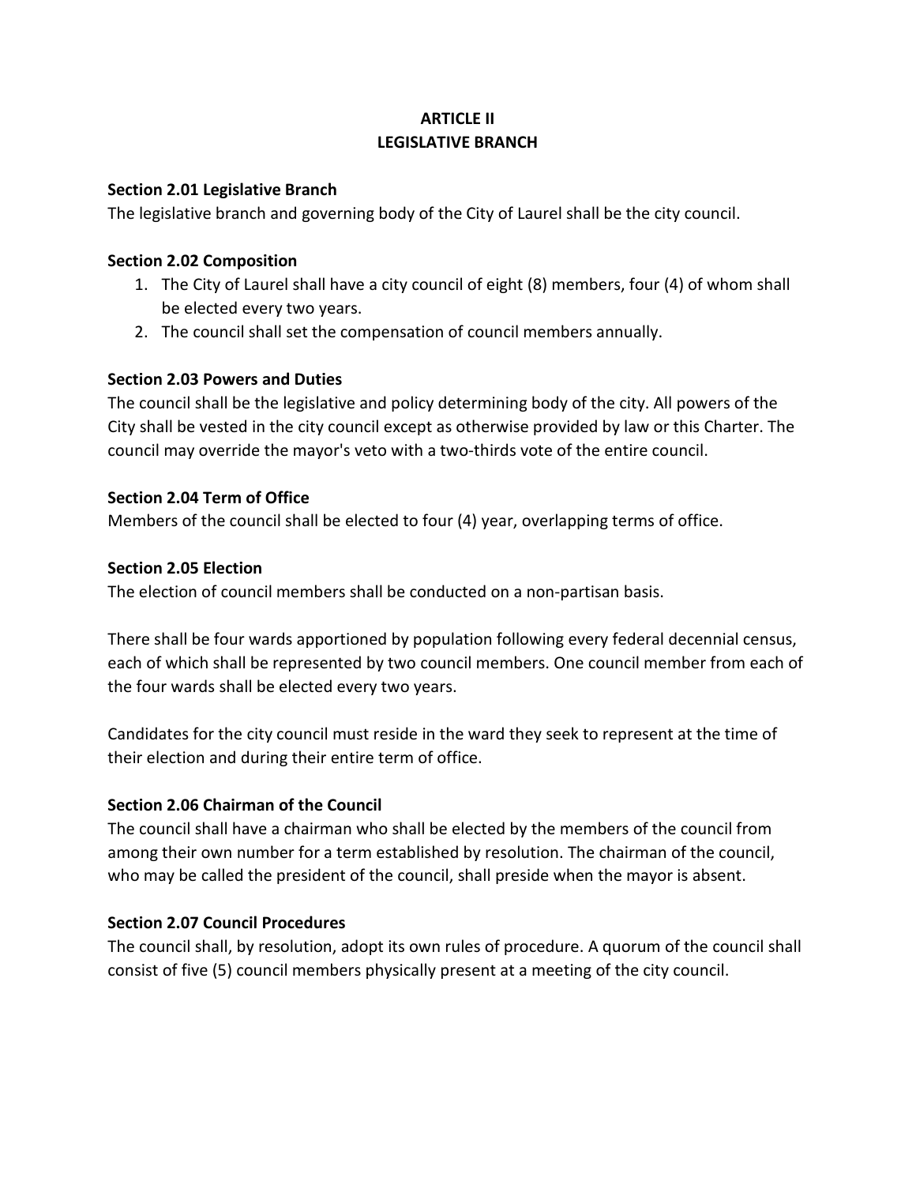## ARTICLE II
## LEGISLATIVE BRANCH

**Section 2.01 Legislative Branch**

The legislative branch and governing body of the City of Laurel shall be the city council.

**Section 2.02 Composition**

1. The City of Laurel shall have a city council of eight (8) members, four (4) of whom shall be elected every two years.
2. The council shall set the compensation of council members annually.

**Section 2.03 Powers and Duties**

The council shall be the legislative and policy determining body of the city. All powers of the City shall be vested in the city council except as otherwise provided by law or this Charter. The council may override the mayor's veto with a two-thirds vote of the entire council.

**Section 2.04 Term of Office**

Members of the council shall be elected to four (4) year, overlapping terms of office.

**Section 2.05 Election**

The election of council members shall be conducted on a non-partisan basis.

There shall be four wards apportioned by population following every federal decennial census, each of which shall be represented by two council members. One council member from each of the four wards shall be elected every two years.

Candidates for the city council must reside in the ward they seek to represent at the time of their election and during their entire term of office.

**Section 2.06 Chairman of the Council**

The council shall have a chairman who shall be elected by the members of the council from among their own number for a term established by resolution. The chairman of the council, who may be called the president of the council, shall preside when the mayor is absent.

**Section 2.07 Council Procedures**

The council shall, by resolution, adopt its own rules of procedure. A quorum of the council shall consist of five (5) council members physically present at a meeting of the city council.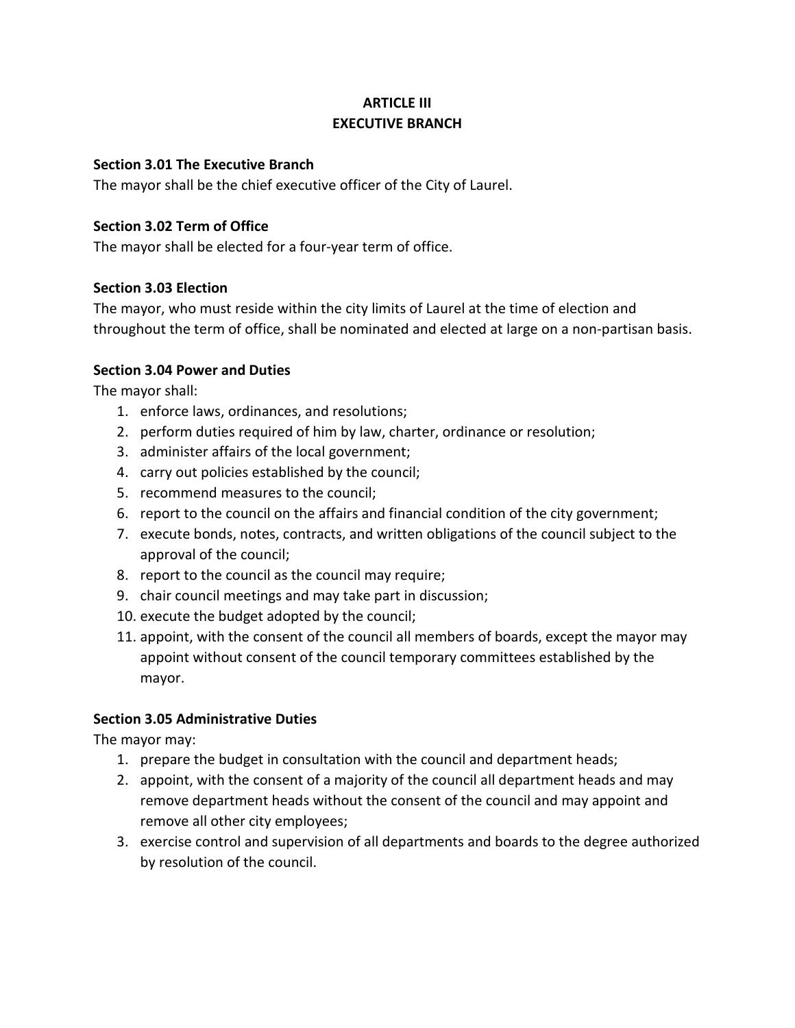# ARTICLE III
# EXECUTIVE BRANCH

**Section 3.01 The Executive Branch**

The mayor shall be the chief executive officer of the City of Laurel.

**Section 3.02 Term of Office**

The mayor shall be elected for a four-year term of office.

**Section 3.03 Election**

The mayor, who must reside within the city limits of Laurel at the time of election and throughout the term of office, shall be nominated and elected at large on a non-partisan basis.

**Section 3.04 Power and Duties**

The mayor shall:

1. enforce laws, ordinances, and resolutions;
2. perform duties required of him by law, charter, ordinance or resolution;
3. administer affairs of the local government;
4. carry out policies established by the council;
5. recommend measures to the council;
6. report to the council on the affairs and financial condition of the city government;
7. execute bonds, notes, contracts, and written obligations of the council subject to the approval of the council;
8. report to the council as the council may require;
9. chair council meetings and may take part in discussion;
10. execute the budget adopted by the council;
11. appoint, with the consent of the council all members of boards, except the mayor may appoint without consent of the council temporary committees established by the mayor.

**Section 3.05 Administrative Duties**

The mayor may:

1. prepare the budget in consultation with the council and department heads;
2. appoint, with the consent of a majority of the council all department heads and may remove department heads without the consent of the council and may appoint and remove all other city employees;
3. exercise control and supervision of all departments and boards to the degree authorized by resolution of the council.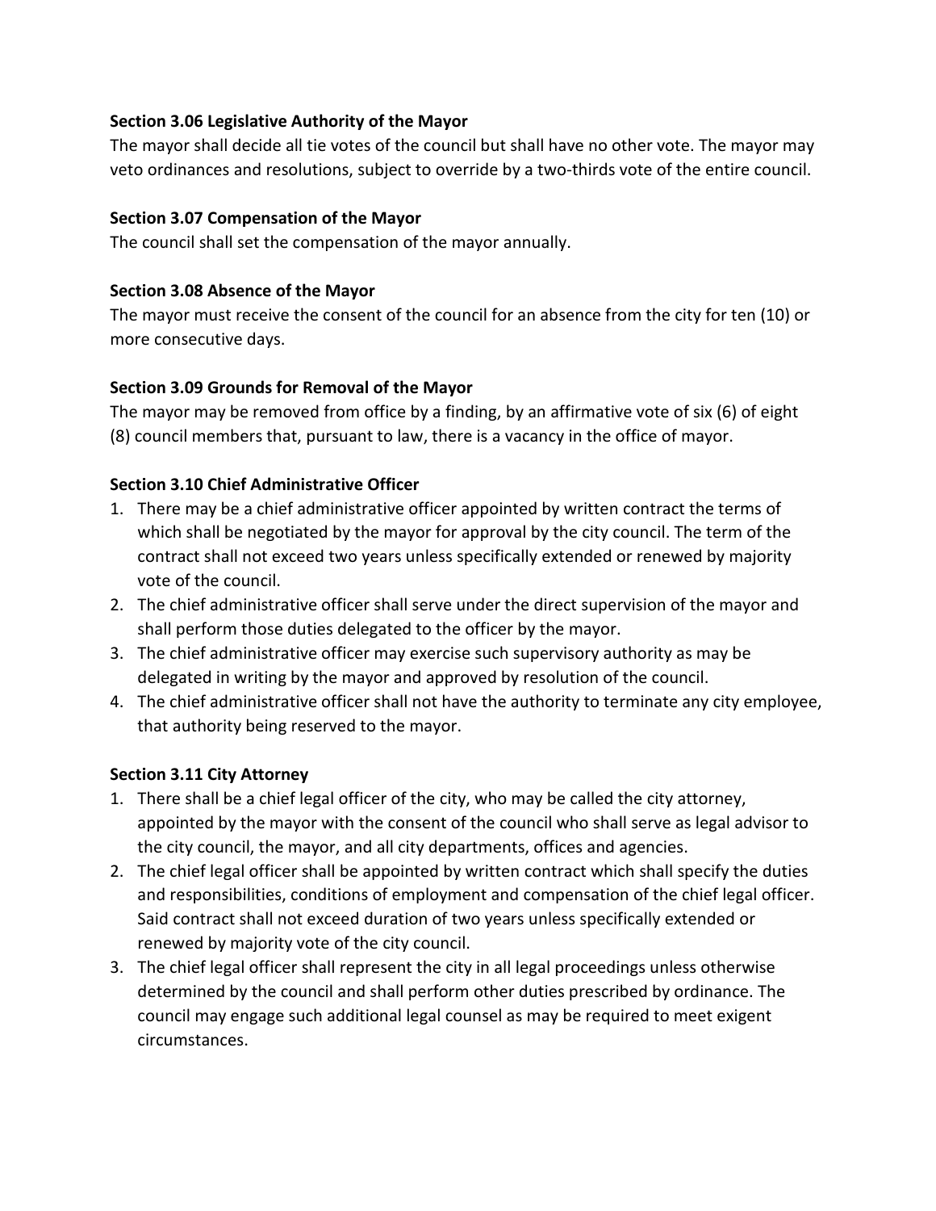**Section 3.06 Legislative Authority of the Mayor**

The mayor shall decide all tie votes of the council but shall have no other vote. The mayor may veto ordinances and resolutions, subject to override by a two-thirds vote of the entire council.

**Section 3.07 Compensation of the Mayor**

The council shall set the compensation of the mayor annually.

**Section 3.08 Absence of the Mayor**

The mayor must receive the consent of the council for an absence from the city for ten (10) or more consecutive days.

**Section 3.09 Grounds for Removal of the Mayor**

The mayor may be removed from office by a finding, by an affirmative vote of six (6) of eight (8) council members that, pursuant to law, there is a vacancy in the office of mayor.

**Section 3.10 Chief Administrative Officer**

1. There may be a chief administrative officer appointed by written contract the terms of which shall be negotiated by the mayor for approval by the city council. The term of the contract shall not exceed two years unless specifically extended or renewed by majority vote of the council.
2. The chief administrative officer shall serve under the direct supervision of the mayor and shall perform those duties delegated to the officer by the mayor.
3. The chief administrative officer may exercise such supervisory authority as may be delegated in writing by the mayor and approved by resolution of the council.
4. The chief administrative officer shall not have the authority to terminate any city employee, that authority being reserved to the mayor.

**Section 3.11 City Attorney**

1. There shall be a chief legal officer of the city, who may be called the city attorney, appointed by the mayor with the consent of the council who shall serve as legal advisor to the city council, the mayor, and all city departments, offices and agencies.
2. The chief legal officer shall be appointed by written contract which shall specify the duties and responsibilities, conditions of employment and compensation of the chief legal officer. Said contract shall not exceed duration of two years unless specifically extended or renewed by majority vote of the city council.
3. The chief legal officer shall represent the city in all legal proceedings unless otherwise determined by the council and shall perform other duties prescribed by ordinance. The council may engage such additional legal counsel as may be required to meet exigent circumstances.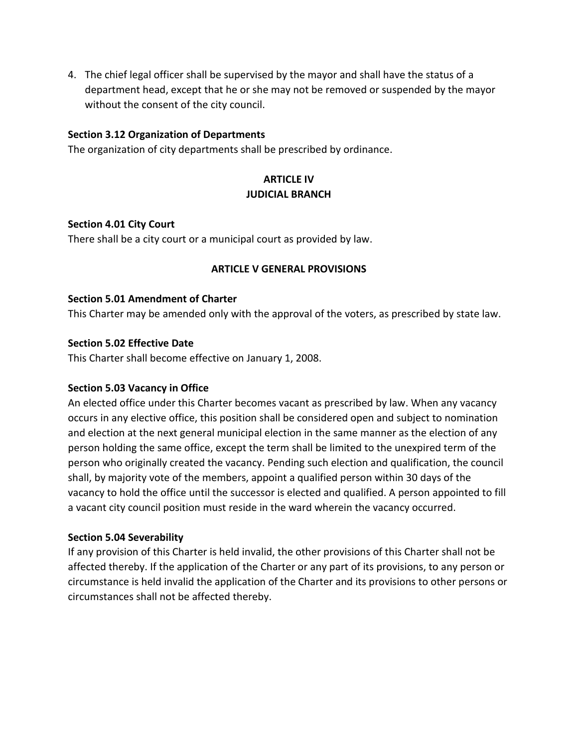4. The chief legal officer shall be supervised by the mayor and shall have the status of a department head, except that he or she may not be removed or suspended by the mayor without the consent of the city council.

**Section 3.12 Organization of Departments**

The organization of city departments shall be prescribed by ordinance.

## ARTICLE IV
## JUDICIAL BRANCH

**Section 4.01 City Court**

There shall be a city court or a municipal court as provided by law.

## ARTICLE V GENERAL PROVISIONS

**Section 5.01 Amendment of Charter**

This Charter may be amended only with the approval of the voters, as prescribed by state law.

**Section 5.02 Effective Date**

This Charter shall become effective on January 1, 2008.

**Section 5.03 Vacancy in Office**

An elected office under this Charter becomes vacant as prescribed by law. When any vacancy occurs in any elective office, this position shall be considered open and subject to nomination and election at the next general municipal election in the same manner as the election of any person holding the same office, except the term shall be limited to the unexpired term of the person who originally created the vacancy. Pending such election and qualification, the council shall, by majority vote of the members, appoint a qualified person within 30 days of the vacancy to hold the office until the successor is elected and qualified. A person appointed to fill a vacant city council position must reside in the ward wherein the vacancy occurred.

**Section 5.04 Severability**

If any provision of this Charter is held invalid, the other provisions of this Charter shall not be affected thereby. If the application of the Charter or any part of its provisions, to any person or circumstance is held invalid the application of the Charter and its provisions to other persons or circumstances shall not be affected thereby.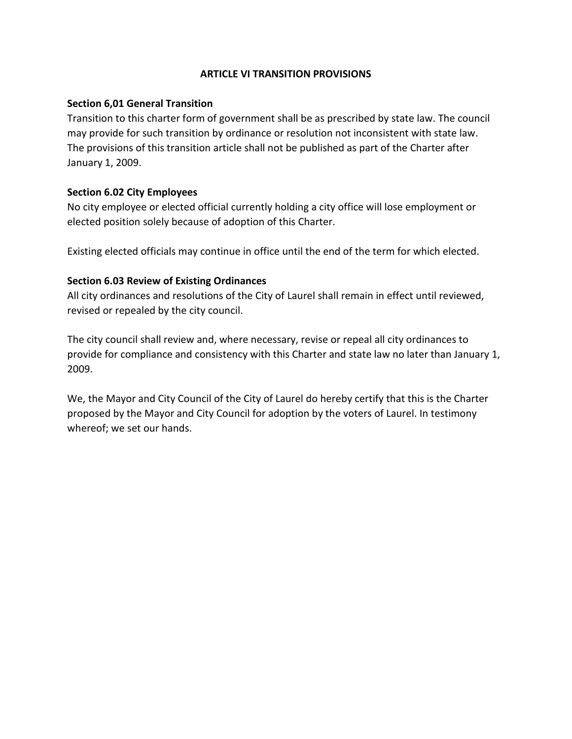## ARTICLE VI TRANSITION PROVISIONS

**Section 6,01 General Transition**

Transition to this charter form of government shall be as prescribed by state law. The council may provide for such transition by ordinance or resolution not inconsistent with state law. The provisions of this transition article shall not be published as part of the Charter after January 1, 2009.

**Section 6.02 City Employees**

No city employee or elected official currently holding a city office will lose employment or elected position solely because of adoption of this Charter.

Existing elected officials may continue in office until the end of the term for which elected.

**Section 6.03 Review of Existing Ordinances**

All city ordinances and resolutions of the City of Laurel shall remain in effect until reviewed, revised or repealed by the city council.

The city council shall review and, where necessary, revise or repeal all city ordinances to provide for compliance and consistency with this Charter and state law no later than January 1, 2009.

We, the Mayor and City Council of the City of Laurel do hereby certify that this is the Charter proposed by the Mayor and City Council for adoption by the voters of Laurel. In testimony whereof; we set our hands.